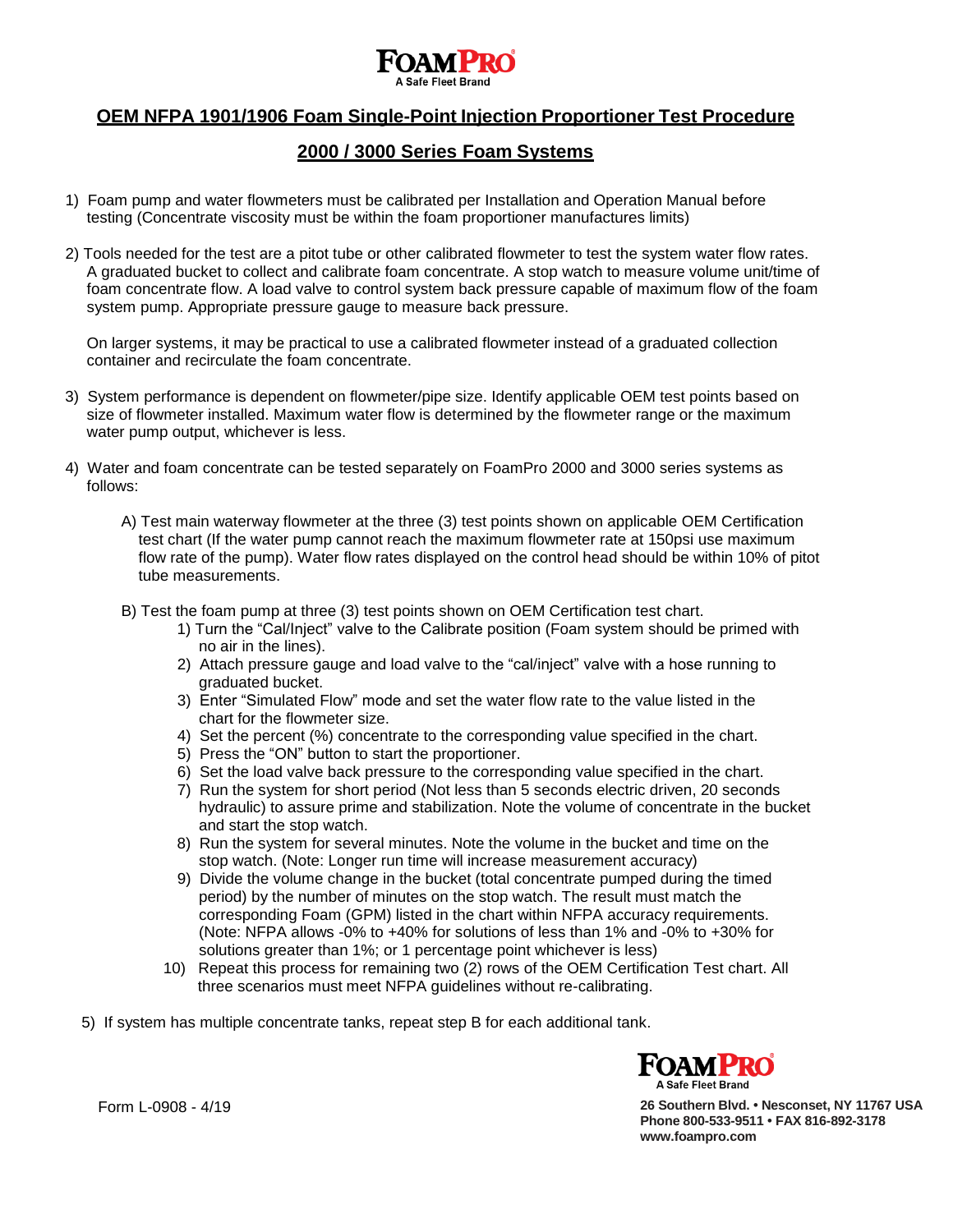FOAMPRO
A Safe Fleet Brand

## OEM NFPA 1901/1906 Foam Single-Point Injection Proportioner Test Procedure

## 2000 / 3000 Series Foam Systems

1) Foam pump and water flowmeters must be calibrated per Installation and Operation Manual before testing (Concentrate viscosity must be within the foam proportioner manufactures limits)

2) Tools needed for the test are a pitot tube or other calibrated flowmeter to test the system water flow rates. A graduated bucket to collect and calibrate foam concentrate. A stop watch to measure volume unit/time of foam concentrate flow. A load valve to control system back pressure capable of maximum flow of the foam system pump. Appropriate pressure gauge to measure back pressure.

   On larger systems, it may be practical to use a calibrated flowmeter instead of a graduated collection container and recirculate the foam concentrate.

3) System performance is dependent on flowmeter/pipe size. Identify applicable OEM test points based on size of flowmeter installed. Maximum water flow is determined by the flowmeter range or the maximum water pump output, whichever is less.

4) Water and foam concentrate can be tested separately on FoamPro 2000 and 3000 series systems as follows:

   A) Test main waterway flowmeter at the three (3) test points shown on applicable OEM Certification test chart (If the water pump cannot reach the maximum flowmeter rate at 150psi use maximum flow rate of the pump). Water flow rates displayed on the control head should be within 10% of pitot tube measurements.

   B) Test the foam pump at three (3) test points shown on OEM Certification test chart.
      1) Turn the "Cal/Inject" valve to the Calibrate position (Foam system should be primed with no air in the lines).
      2) Attach pressure gauge and load valve to the "cal/inject" valve with a hose running to graduated bucket.
      3) Enter "Simulated Flow" mode and set the water flow rate to the value listed in the chart for the flowmeter size.
      4) Set the percent (%) concentrate to the corresponding value specified in the chart.
      5) Press the "ON" button to start the proportioner.
      6) Set the load valve back pressure to the corresponding value specified in the chart.
      7) Run the system for short period (Not less than 5 seconds electric driven, 20 seconds hydraulic) to assure prime and stabilization. Note the volume of concentrate in the bucket and start the stop watch.
      8) Run the system for several minutes. Note the volume in the bucket and time on the stop watch. (Note: Longer run time will increase measurement accuracy)
      9) Divide the volume change in the bucket (total concentrate pumped during the timed period) by the number of minutes on the stop watch. The result must match the corresponding Foam (GPM) listed in the chart within NFPA accuracy requirements. (Note: NFPA allows -0% to +40% for solutions of less than 1% and -0% to +30% for solutions greater than 1%; or 1 percentage point whichever is less)
      10) Repeat this process for remaining two (2) rows of the OEM Certification Test chart. All three scenarios must meet NFPA guidelines without re-calibrating.

5) If system has multiple concentrate tanks, repeat step B for each additional tank.

FOAMPRO
A Safe Fleet Brand

Form L-0908 - 4/19

**26 Southern Blvd. • Nesconset, NY 11767 USA**
**Phone 800-533-9511 • FAX 816-892-3178**
**www.foampro.com**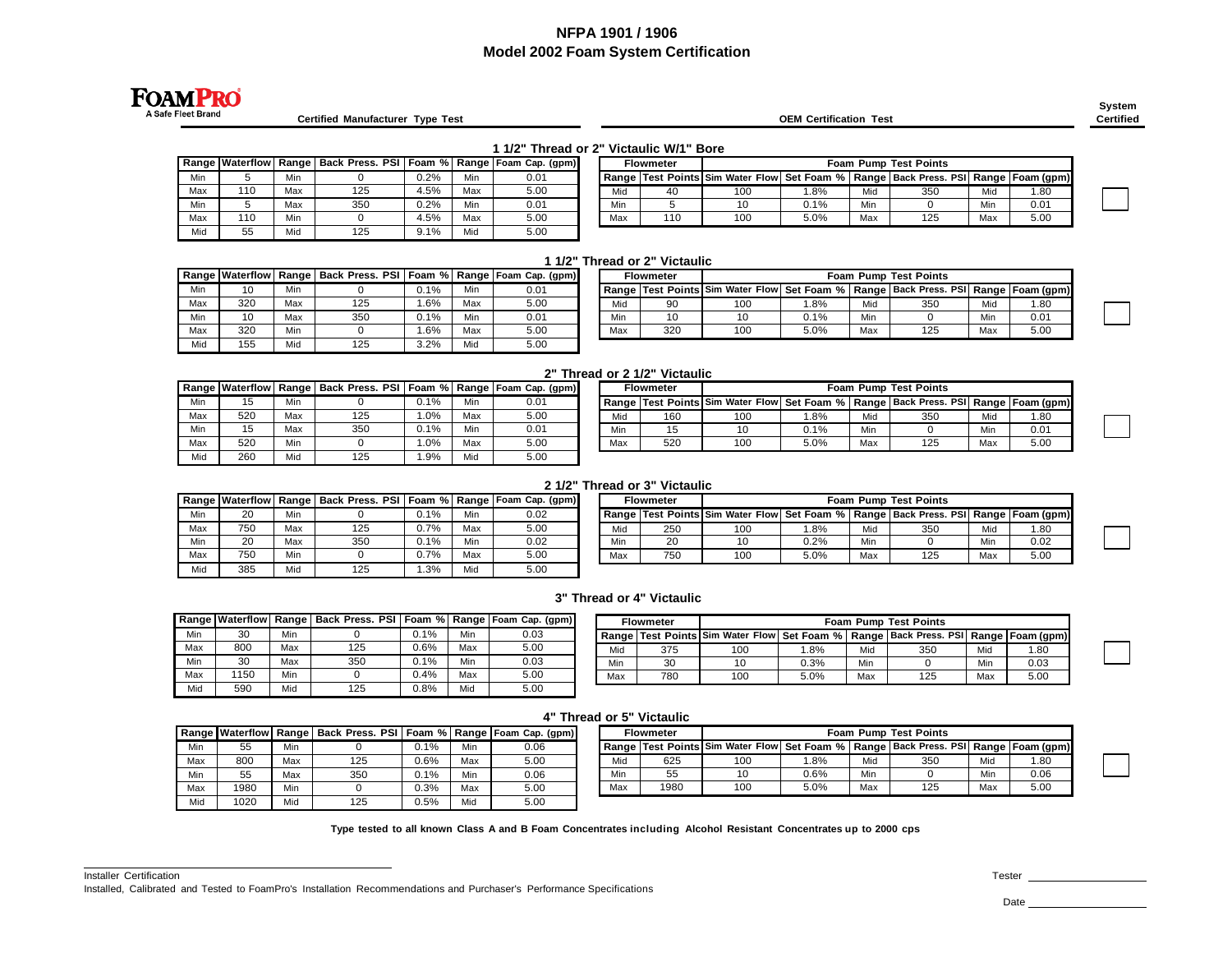# NFPA 1901 / 1906
# Model 2002 Foam System Certification

**FOAMPRO** A Safe Fleet Brand

**Certified Manufacturer Type Test** | **OEM Certification Test** | **System Certified**

### 1 1/2" Thread or 2" Victaulic W/1" Bore

| Range | Waterflow | Range | Back Press. PSI | Foam % | Range | Foam Cap. (gpm) |
|---|---|---|---|---|---|---|
| Min | 5 | Min | 0 | 0.2% | Min | 0.01 |
| Max | 110 | Max | 125 | 4.5% | Max | 5.00 |
| Min | 5 | Max | 350 | 0.2% | Min | 0.01 |
| Max | 110 | Min | 0 | 4.5% | Max | 5.00 |
| Mid | 55 | Mid | 125 | 9.1% | Mid | 5.00 |

| Flowmeter | | Foam Pump Test Points | | | | | |
|---|---|---|---|---|---|---|---|
| Range | Test Points | Sim Water Flow | Set Foam % | Range | Back Press. PSI | Range | Foam (gpm) |
| Mid | 40 | 100 | 1.8% | Mid | 350 | Mid | 1.80 |
| Min | 5 | 10 | 0.1% | Min | 0 | Min | 0.01 |
| Max | 110 | 100 | 5.0% | Max | 125 | Max | 5.00 |

☐

### 1 1/2" Thread or 2" Victaulic

| Range | Waterflow | Range | Back Press. PSI | Foam % | Range | Foam Cap. (gpm) |
|---|---|---|---|---|---|---|
| Min | 10 | Min | 0 | 0.1% | Min | 0.01 |
| Max | 320 | Max | 125 | 1.6% | Max | 5.00 |
| Min | 10 | Max | 350 | 0.1% | Min | 0.01 |
| Max | 320 | Min | 0 | 1.6% | Max | 5.00 |
| Mid | 155 | Mid | 125 | 3.2% | Mid | 5.00 |

| Flowmeter | | Foam Pump Test Points | | | | | |
|---|---|---|---|---|---|---|---|
| Range | Test Points | Sim Water Flow | Set Foam % | Range | Back Press. PSI | Range | Foam (gpm) |
| Mid | 90 | 100 | 1.8% | Mid | 350 | Mid | 1.80 |
| Min | 10 | 10 | 0.1% | Min | 0 | Min | 0.01 |
| Max | 320 | 100 | 5.0% | Max | 125 | Max | 5.00 |

☐

### 2" Thread or 2 1/2" Victaulic

| Range | Waterflow | Range | Back Press. PSI | Foam % | Range | Foam Cap. (gpm) |
|---|---|---|---|---|---|---|
| Min | 15 | Min | 0 | 0.1% | Min | 0.01 |
| Max | 520 | Max | 125 | 1.0% | Max | 5.00 |
| Min | 15 | Max | 350 | 0.1% | Min | 0.01 |
| Max | 520 | Min | 0 | 1.0% | Max | 5.00 |
| Mid | 260 | Mid | 125 | 1.9% | Mid | 5.00 |

| Flowmeter | | Foam Pump Test Points | | | | | |
|---|---|---|---|---|---|---|---|
| Range | Test Points | Sim Water Flow | Set Foam % | Range | Back Press. PSI | Range | Foam (gpm) |
| Mid | 160 | 100 | 1.8% | Mid | 350 | Mid | 1.80 |
| Min | 15 | 10 | 0.1% | Min | 0 | Min | 0.01 |
| Max | 520 | 100 | 5.0% | Max | 125 | Max | 5.00 |

☐

### 2 1/2" Thread or 3" Victaulic

| Range | Waterflow | Range | Back Press. PSI | Foam % | Range | Foam Cap. (gpm) |
|---|---|---|---|---|---|---|
| Min | 20 | Min | 0 | 0.1% | Min | 0.02 |
| Max | 750 | Max | 125 | 0.7% | Max | 5.00 |
| Min | 20 | Max | 350 | 0.1% | Min | 0.02 |
| Max | 750 | Min | 0 | 0.7% | Max | 5.00 |
| Mid | 385 | Mid | 125 | 1.3% | Mid | 5.00 |

| Flowmeter | | Foam Pump Test Points | | | | | |
|---|---|---|---|---|---|---|---|
| Range | Test Points | Sim Water Flow | Set Foam % | Range | Back Press. PSI | Range | Foam (gpm) |
| Mid | 250 | 100 | 1.8% | Mid | 350 | Mid | 1.80 |
| Min | 20 | 10 | 0.2% | Min | 0 | Min | 0.02 |
| Max | 750 | 100 | 5.0% | Max | 125 | Max | 5.00 |

☐

### 3" Thread or 4" Victaulic

| Range | Waterflow | Range | Back Press. PSI | Foam % | Range | Foam Cap. (gpm) |
|---|---|---|---|---|---|---|
| Min | 30 | Min | 0 | 0.1% | Min | 0.03 |
| Max | 800 | Max | 125 | 0.6% | Max | 5.00 |
| Min | 30 | Max | 350 | 0.1% | Min | 0.03 |
| Max | 1150 | Min | 0 | 0.4% | Max | 5.00 |
| Mid | 590 | Mid | 125 | 0.8% | Mid | 5.00 |

| Flowmeter | | Foam Pump Test Points | | | | | |
|---|---|---|---|---|---|---|---|
| Range | Test Points | Sim Water Flow | Set Foam % | Range | Back Press. PSI | Range | Foam (gpm) |
| Mid | 375 | 100 | 1.8% | Mid | 350 | Mid | 1.80 |
| Min | 30 | 10 | 0.3% | Min | 0 | Min | 0.03 |
| Max | 780 | 100 | 5.0% | Max | 125 | Max | 5.00 |

☐

### 4" Thread or 5" Victaulic

| Range | Waterflow | Range | Back Press. PSI | Foam % | Range | Foam Cap. (gpm) |
|---|---|---|---|---|---|---|
| Min | 55 | Min | 0 | 0.1% | Min | 0.06 |
| Max | 800 | Max | 125 | 0.6% | Max | 5.00 |
| Min | 55 | Max | 350 | 0.1% | Min | 0.06 |
| Max | 1980 | Min | 0 | 0.3% | Max | 5.00 |
| Mid | 1020 | Mid | 125 | 0.5% | Mid | 5.00 |

| Flowmeter | | Foam Pump Test Points | | | | | |
|---|---|---|---|---|---|---|---|
| Range | Test Points | Sim Water Flow | Set Foam % | Range | Back Press. PSI | Range | Foam (gpm) |
| Mid | 625 | 100 | 1.8% | Mid | 350 | Mid | 1.80 |
| Min | 55 | 10 | 0.6% | Min | 0 | Min | 0.06 |
| Max | 1980 | 100 | 5.0% | Max | 125 | Max | 5.00 |

☐

**Type tested to all known Class A and B Foam Concentrates including Alcohol Resistant Concentrates up to 2000 cps**

Installer Certification ____________________

Installed, Calibrated and Tested to FoamPro's Installation Recommendations and Purchaser's Performance Specifications

Tester ____________________

Date ____________________